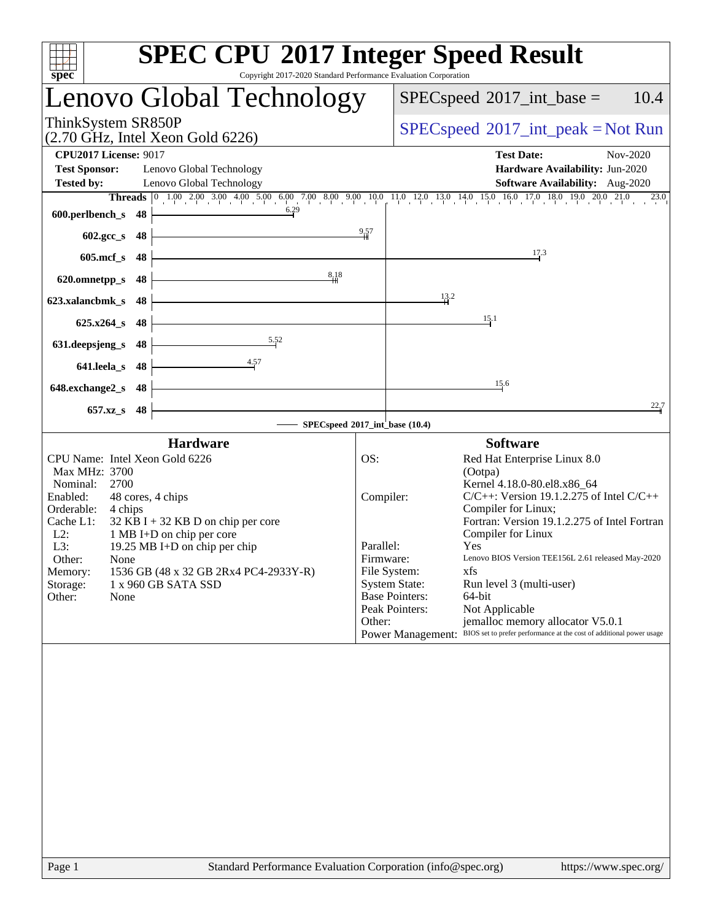# SPEC CPU 2017 Integer Speed Result

Copyright 2017-2020 Standard Performance Evaluation Corporation

## Lenovo Global Technology

ThinkSystem SR850P (2.70 GHz, Intel Xeon Gold 6226)

SPECspeed 2017_int_base = 10.4

SPECspeed 2017_int_peak = Not Run

**CPU2017 License:** 9017
**Test Sponsor:** Lenovo Global Technology
**Tested by:** Lenovo Global Technology

**Test Date:** Nov-2020
**Hardware Availability:** Jun-2020
**Software Availability:** Aug-2020

| Benchmark | Threads | SPECspeed 2017_int_base |
|---|---|---|
| 600.perlbench_s | 48 | 6.29 |
| 602.gcc_s | 48 | 9.57 |
| 605.mcf_s | 48 | 17.3 |
| 620.omnetpp_s | 48 | 8.18 |
| 623.xalancbmk_s | 48 | 13.2 |
| 625.x264_s | 48 | 15.1 |
| 631.deepsjeng_s | 48 | 5.52 |
| 641.leela_s | 48 | 4.57 |
| 648.exchange2_s | 48 | 15.6 |
| 657.xz_s | 48 | 22.7 |

SPECspeed 2017_int_base (10.4)

### Hardware

- CPU Name: Intel Xeon Gold 6226
- Max MHz: 3700
- Nominal: 2700
- Enabled: 48 cores, 4 chips
- Orderable: 4 chips
- Cache L1: 32 KB I + 32 KB D on chip per core
- L2: 1 MB I+D on chip per core
- L3: 19.25 MB I+D on chip per chip
- Other: None
- Memory: 1536 GB (48 x 32 GB 2Rx4 PC4-2933Y-R)
- Storage: 1 x 960 GB SATA SSD
- Other: None

### Software

- OS: Red Hat Enterprise Linux 8.0 (Ootpa) Kernel 4.18.0-80.el8.x86_64
- Compiler: C/C++: Version 19.1.2.275 of Intel C/C++ Compiler for Linux; Fortran: Version 19.1.2.275 of Intel Fortran Compiler for Linux
- Parallel: Yes
- Firmware: Lenovo BIOS Version TEE156L 2.61 released May-2020
- File System: xfs
- System State: Run level 3 (multi-user)
- Base Pointers: 64-bit
- Peak Pointers: Not Applicable
- Other: jemalloc memory allocator V5.0.1
- Power Management: BIOS set to prefer performance at the cost of additional power usage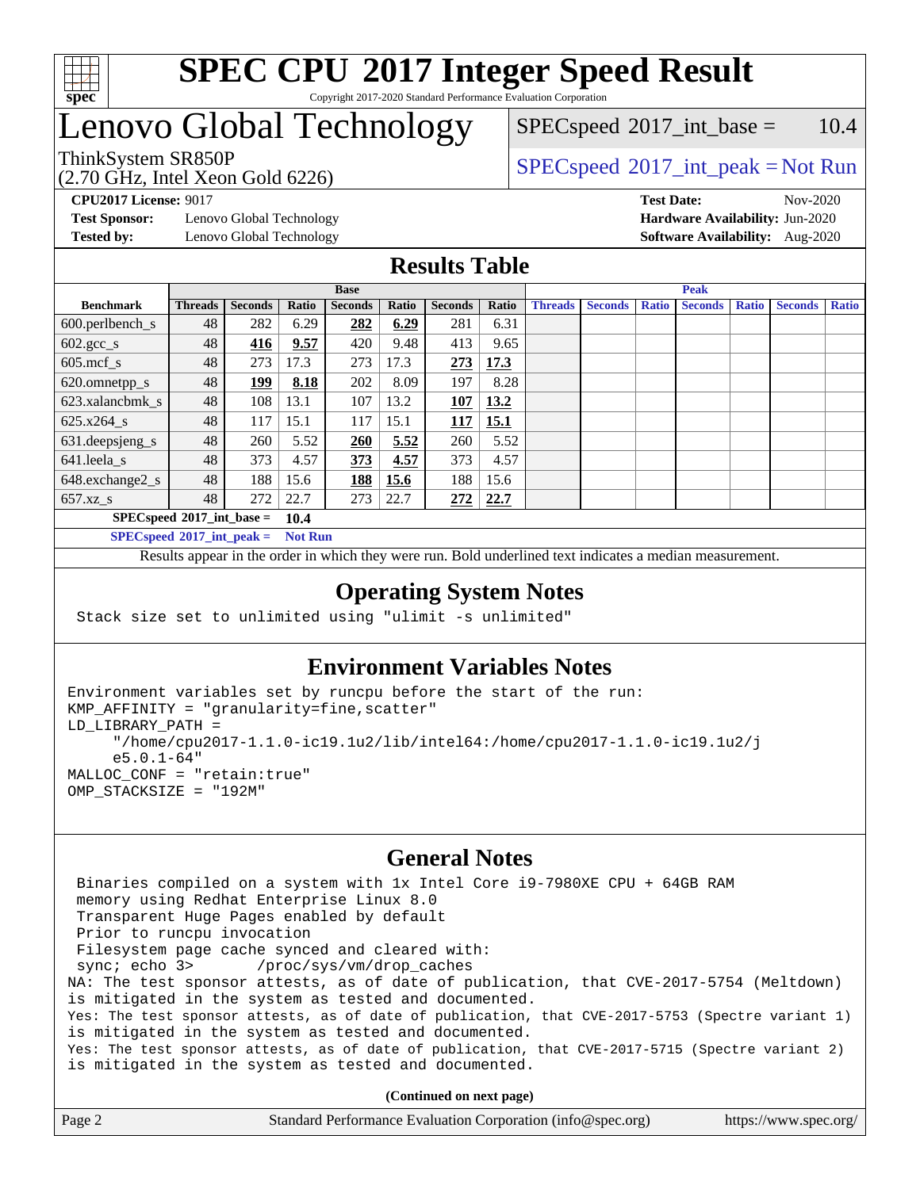# SPEC CPU 2017 Integer Speed Result

Copyright 2017-2020 Standard Performance Evaluation Corporation

# Lenovo Global Technology

ThinkSystem SR850P
(2.70 GHz, Intel Xeon Gold 6226)

SPECspeed 2017_int_base = 10.4

SPECspeed 2017_int_peak = Not Run

**CPU2017 License:** 9017
**Test Sponsor:** Lenovo Global Technology
**Tested by:** Lenovo Global Technology

**Test Date:** Nov-2020
**Hardware Availability:** Jun-2020
**Software Availability:** Aug-2020

## Results Table

| | Base | | | | | | | Peak | | | | | | |
|---|---|---|---|---|---|---|---|---|---|---|---|---|---|---|
| **Benchmark** | **Threads** | **Seconds** | **Ratio** | **Seconds** | **Ratio** | **Seconds** | **Ratio** | **Threads** | **Seconds** | **Ratio** | **Seconds** | **Ratio** | **Seconds** | **Ratio** |
| 600.perlbench_s | 48 | 282 | 6.29 | **282** | **6.29** | 281 | 6.31 | | | | | | | |
| 602.gcc_s | 48 | **416** | **9.57** | 420 | 9.48 | 413 | 9.65 | | | | | | | |
| 605.mcf_s | 48 | 273 | 17.3 | 273 | 17.3 | **273** | **17.3** | | | | | | | |
| 620.omnetpp_s | 48 | **199** | **8.18** | 202 | 8.09 | 197 | 8.28 | | | | | | | |
| 623.xalancbmk_s | 48 | 108 | 13.1 | 107 | 13.2 | **107** | **13.2** | | | | | | | |
| 625.x264_s | 48 | 117 | 15.1 | 117 | 15.1 | **117** | **15.1** | | | | | | | |
| 631.deepsjeng_s | 48 | 260 | 5.52 | **260** | **5.52** | 260 | 5.52 | | | | | | | |
| 641.leela_s | 48 | 373 | 4.57 | **373** | **4.57** | 373 | 4.57 | | | | | | | |
| 648.exchange2_s | 48 | 188 | 15.6 | **188** | **15.6** | 188 | 15.6 | | | | | | | |
| 657.xz_s | 48 | 272 | 22.7 | 273 | 22.7 | **272** | **22.7** | | | | | | | |

**SPECspeed 2017_int_base = 10.4**

**SPECspeed 2017_int_peak = Not Run**

Results appear in the order in which they were run. Bold underlined text indicates a median measurement.

## Operating System Notes

```
Stack size set to unlimited using "ulimit -s unlimited"
```

## Environment Variables Notes

```
Environment variables set by runcpu before the start of the run:
KMP_AFFINITY = "granularity=fine,scatter"
LD_LIBRARY_PATH =
     "/home/cpu2017-1.1.0-ic19.1u2/lib/intel64:/home/cpu2017-1.1.0-ic19.1u2/j
     e5.0.1-64"
MALLOC_CONF = "retain:true"
OMP_STACKSIZE = "192M"
```

## General Notes

```
 Binaries compiled on a system with 1x Intel Core i9-7980XE CPU + 64GB RAM
 memory using Redhat Enterprise Linux 8.0
 Transparent Huge Pages enabled by default
 Prior to runcpu invocation
 Filesystem page cache synced and cleared with:
 sync; echo 3>       /proc/sys/vm/drop_caches
NA: The test sponsor attests, as of date of publication, that CVE-2017-5754 (Meltdown)
is mitigated in the system as tested and documented.
Yes: The test sponsor attests, as of date of publication, that CVE-2017-5753 (Spectre variant 1)
is mitigated in the system as tested and documented.
Yes: The test sponsor attests, as of date of publication, that CVE-2017-5715 (Spectre variant 2)
is mitigated in the system as tested and documented.
```

**(Continued on next page)**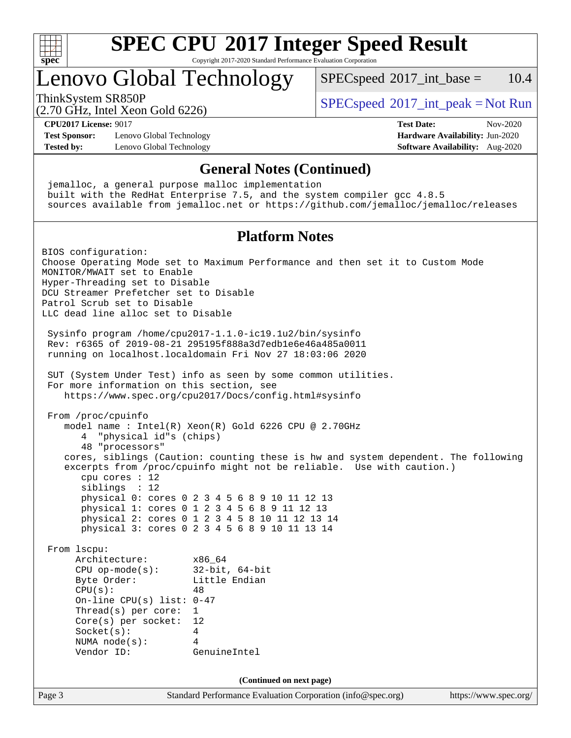# SPEC CPU 2017 Integer Speed Result

Copyright 2017-2020 Standard Performance Evaluation Corporation

## Lenovo Global Technology

ThinkSystem SR850P
(2.70 GHz, Intel Xeon Gold 6226)

SPECspeed 2017_int_base = 10.4

SPECspeed 2017_int_peak = Not Run

**CPU2017 License:** 9017
**Test Sponsor:** Lenovo Global Technology
**Tested by:** Lenovo Global Technology

**Test Date:** Nov-2020
**Hardware Availability:** Jun-2020
**Software Availability:** Aug-2020

### General Notes (Continued)

```
jemalloc, a general purpose malloc implementation
built with the RedHat Enterprise 7.5, and the system compiler gcc 4.8.5
sources available from jemalloc.net or https://github.com/jemalloc/jemalloc/releases
```

### Platform Notes

```
BIOS configuration:
Choose Operating Mode set to Maximum Performance and then set it to Custom Mode
MONITOR/MWAIT set to Enable
Hyper-Threading set to Disable
DCU Streamer Prefetcher set to Disable
Patrol Scrub set to Disable
LLC dead line alloc set to Disable

 Sysinfo program /home/cpu2017-1.1.0-ic19.1u2/bin/sysinfo
 Rev: r6365 of 2019-08-21 295195f888a3d7edb1e6e46a485a0011
 running on localhost.localdomain Fri Nov 27 18:03:06 2020

 SUT (System Under Test) info as seen by some common utilities.
 For more information on this section, see
    https://www.spec.org/cpu2017/Docs/config.html#sysinfo

 From /proc/cpuinfo
    model name : Intel(R) Xeon(R) Gold 6226 CPU @ 2.70GHz
       4  "physical id"s (chips)
       48 "processors"
    cores, siblings (Caution: counting these is hw and system dependent. The following
    excerpts from /proc/cpuinfo might not be reliable.  Use with caution.)
       cpu cores : 12
       siblings  : 12
       physical 0: cores 0 2 3 4 5 6 8 9 10 11 12 13
       physical 1: cores 0 1 2 3 4 5 6 8 9 11 12 13
       physical 2: cores 0 1 2 3 4 5 8 10 11 12 13 14
       physical 3: cores 0 2 3 4 5 6 8 9 10 11 13 14

 From lscpu:
      Architecture:          x86_64
      CPU op-mode(s):        32-bit, 64-bit
      Byte Order:            Little Endian
      CPU(s):                48
      On-line CPU(s) list:   0-47
      Thread(s) per core:    1
      Core(s) per socket:    12
      Socket(s):             4
      NUMA node(s):          4
      Vendor ID:             GenuineIntel
```

(Continued on next page)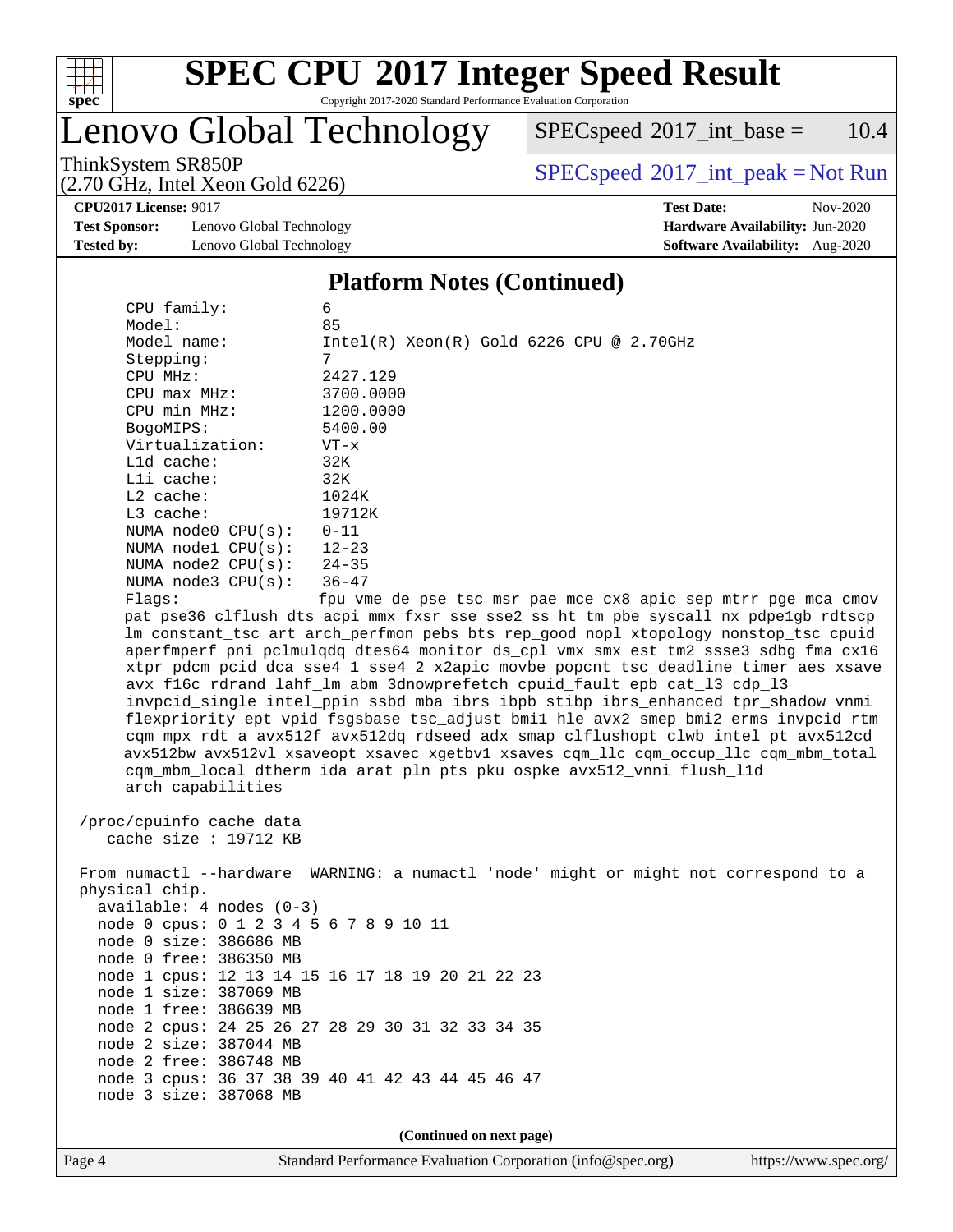## Platform Notes (Continued)

```
CPU family:          6
Model:               85
Model name:          Intel(R) Xeon(R) Gold 6226 CPU @ 2.70GHz
Stepping:            7
CPU MHz:             2427.129
CPU max MHz:         3700.0000
CPU min MHz:         1200.0000
BogoMIPS:            5400.00
Virtualization:      VT-x
L1d cache:           32K
L1i cache:           32K
L2 cache:            1024K
L3 cache:            19712K
NUMA node0 CPU(s):   0-11
NUMA node1 CPU(s):   12-23
NUMA node2 CPU(s):   24-35
NUMA node3 CPU(s):   36-47
Flags:               fpu vme de pse tsc msr pae mce cx8 apic sep mtrr pge mca cmov
pat pse36 clflush dts acpi mmx fxsr sse sse2 ss ht tm pbe syscall nx pdpe1gb rdtscp
lm constant_tsc art arch_perfmon pebs bts rep_good nopl xtopology nonstop_tsc cpuid
aperfmperf pni pclmulqdq dtes64 monitor ds_cpl vmx smx est tm2 ssse3 sdbg fma cx16
xtpr pdcm pcid dca sse4_1 sse4_2 x2apic movbe popcnt tsc_deadline_timer aes xsave
avx f16c rdrand lahf_lm abm 3dnowprefetch cpuid_fault epb cat_l3 cdp_l3
invpcid_single intel_ppin ssbd mba ibrs ibpb stibp ibrs_enhanced tpr_shadow vnmi
flexpriority ept vpid fsgsbase tsc_adjust bmi1 hle avx2 smep bmi2 erms invpcid rtm
cqm mpx rdt_a avx512f avx512dq rdseed adx smap clflushopt clwb intel_pt avx512cd
avx512bw avx512vl xsaveopt xsavec xgetbv1 xsaves cqm_llc cqm_occup_llc cqm_mbm_total
cqm_mbm_local dtherm ida arat pln pts pku ospke avx512_vnni flush_l1d
arch_capabilities

/proc/cpuinfo cache data
   cache size : 19712 KB

From numactl --hardware  WARNING: a numactl 'node' might or might not correspond to a
physical chip.
  available: 4 nodes (0-3)
  node 0 cpus: 0 1 2 3 4 5 6 7 8 9 10 11
  node 0 size: 386686 MB
  node 0 free: 386350 MB
  node 1 cpus: 12 13 14 15 16 17 18 19 20 21 22 23
  node 1 size: 387069 MB
  node 1 free: 386639 MB
  node 2 cpus: 24 25 26 27 28 29 30 31 32 33 34 35
  node 2 size: 387044 MB
  node 2 free: 386748 MB
  node 3 cpus: 36 37 38 39 40 41 42 43 44 45 46 47
  node 3 size: 387068 MB
```

(Continued on next page)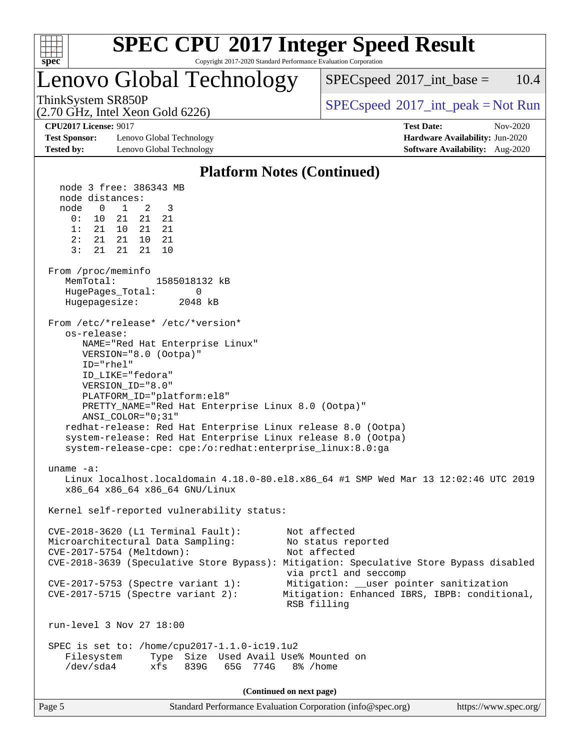## Platform Notes (Continued)

```
  node 3 free: 386343 MB
  node distances:
  node   0   1   2   3
    0:  10  21  21  21
    1:  21  10  21  21
    2:  21  21  10  21
    3:  21  21  21  10

From /proc/meminfo
   MemTotal:       1585018132 kB
   HugePages_Total:       0
   Hugepagesize:       2048 kB

From /etc/*release* /etc/*version*
   os-release:
      NAME="Red Hat Enterprise Linux"
      VERSION="8.0 (Ootpa)"
      ID="rhel"
      ID_LIKE="fedora"
      VERSION_ID="8.0"
      PLATFORM_ID="platform:el8"
      PRETTY_NAME="Red Hat Enterprise Linux 8.0 (Ootpa)"
      ANSI_COLOR="0;31"
   redhat-release: Red Hat Enterprise Linux release 8.0 (Ootpa)
   system-release: Red Hat Enterprise Linux release 8.0 (Ootpa)
   system-release-cpe: cpe:/o:redhat:enterprise_linux:8.0:ga

uname -a:
   Linux localhost.localdomain 4.18.0-80.el8.x86_64 #1 SMP Wed Mar 13 12:02:46 UTC 2019
   x86_64 x86_64 x86_64 GNU/Linux

Kernel self-reported vulnerability status:

CVE-2018-3620 (L1 Terminal Fault):        Not affected
Microarchitectural Data Sampling:         No status reported
CVE-2017-5754 (Meltdown):                 Not affected
CVE-2018-3639 (Speculative Store Bypass): Mitigation: Speculative Store Bypass disabled
                                          via prctl and seccomp
CVE-2017-5753 (Spectre variant 1):        Mitigation: __user pointer sanitization
CVE-2017-5715 (Spectre variant 2):       Mitigation: Enhanced IBRS, IBPB: conditional,
                                          RSB filling

run-level 3 Nov 27 18:00

SPEC is set to: /home/cpu2017-1.1.0-ic19.1u2
   Filesystem     Type  Size  Used Avail Use% Mounted on
   /dev/sda4      xfs   839G   65G  774G   8% /home
```

(Continued on next page)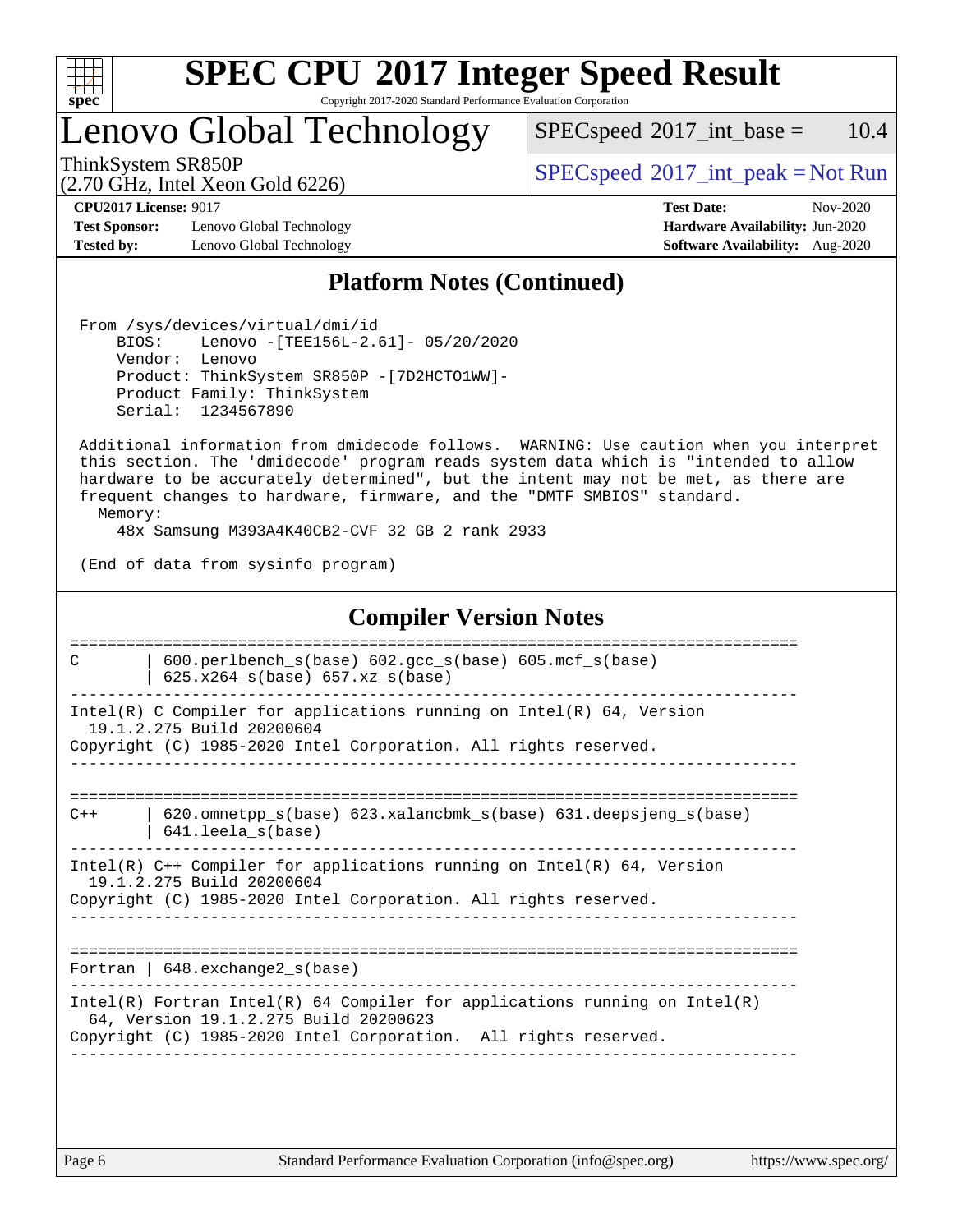## Platform Notes (Continued)

```
 From /sys/devices/virtual/dmi/id
     BIOS:    Lenovo -[TEE156L-2.61]- 05/20/2020
     Vendor:  Lenovo
     Product: ThinkSystem SR850P -[7D2HCTO1WW]-
     Product Family: ThinkSystem
     Serial:  1234567890

 Additional information from dmidecode follows.  WARNING: Use caution when you interpret
 this section. The 'dmidecode' program reads system data which is "intended to allow
 hardware to be accurately determined", but the intent may not be met, as there are
 frequent changes to hardware, firmware, and the "DMTF SMBIOS" standard.
   Memory:
     48x Samsung M393A4K40CB2-CVF 32 GB 2 rank 2933

 (End of data from sysinfo program)
```

## Compiler Version Notes

```
==============================================================================
C       | 600.perlbench_s(base) 602.gcc_s(base) 605.mcf_s(base)
        | 625.x264_s(base) 657.xz_s(base)
------------------------------------------------------------------------------
Intel(R) C Compiler for applications running on Intel(R) 64, Version
  19.1.2.275 Build 20200604
Copyright (C) 1985-2020 Intel Corporation. All rights reserved.
------------------------------------------------------------------------------

==============================================================================
C++     | 620.omnetpp_s(base) 623.xalancbmk_s(base) 631.deepsjeng_s(base)
        | 641.leela_s(base)
------------------------------------------------------------------------------
Intel(R) C++ Compiler for applications running on Intel(R) 64, Version
  19.1.2.275 Build 20200604
Copyright (C) 1985-2020 Intel Corporation. All rights reserved.
------------------------------------------------------------------------------

==============================================================================
Fortran | 648.exchange2_s(base)
------------------------------------------------------------------------------
Intel(R) Fortran Intel(R) 64 Compiler for applications running on Intel(R)
  64, Version 19.1.2.275 Build 20200623
Copyright (C) 1985-2020 Intel Corporation.  All rights reserved.
------------------------------------------------------------------------------
```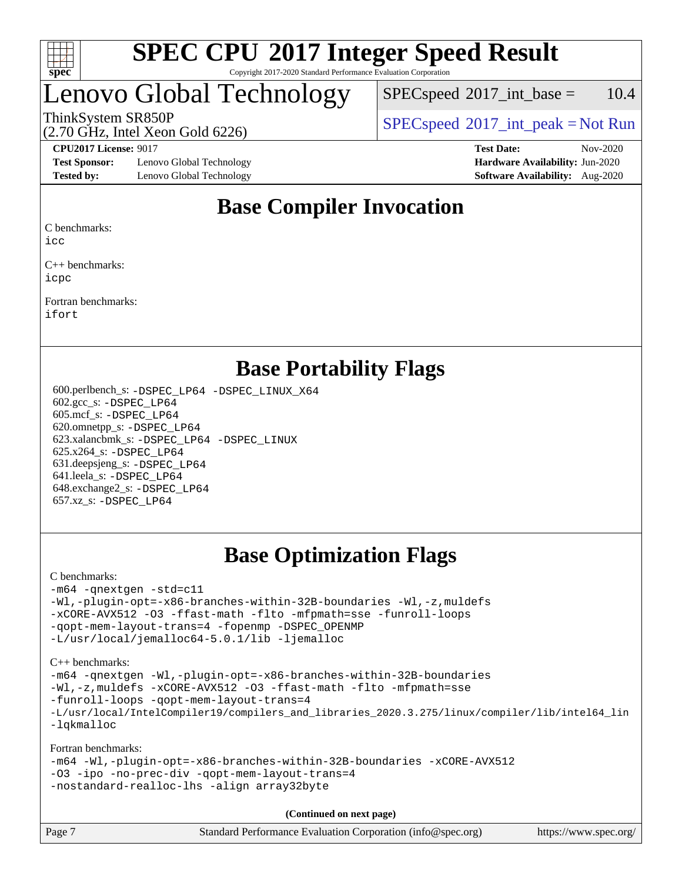# Base Compiler Invocation

C benchmarks:
icc

C++ benchmarks:
icpc

Fortran benchmarks:
ifort

# Base Portability Flags

600.perlbench_s: -DSPEC_LP64 -DSPEC_LINUX_X64
602.gcc_s: -DSPEC_LP64
605.mcf_s: -DSPEC_LP64
620.omnetpp_s: -DSPEC_LP64
623.xalancbmk_s: -DSPEC_LP64 -DSPEC_LINUX
625.x264_s: -DSPEC_LP64
631.deepsjeng_s: -DSPEC_LP64
641.leela_s: -DSPEC_LP64
648.exchange2_s: -DSPEC_LP64
657.xz_s: -DSPEC_LP64

# Base Optimization Flags

C benchmarks:

```
-m64 -qnextgen -std=c11
-Wl,-plugin-opt=-x86-branches-within-32B-boundaries -Wl,-z,muldefs
-xCORE-AVX512 -O3 -ffast-math -flto -mfpmath=sse -funroll-loops
-qopt-mem-layout-trans=4 -fopenmp -DSPEC_OPENMP
-L/usr/local/jemalloc64-5.0.1/lib -ljemalloc
```

C++ benchmarks:

```
-m64 -qnextgen -Wl,-plugin-opt=-x86-branches-within-32B-boundaries
-Wl,-z,muldefs -xCORE-AVX512 -O3 -ffast-math -flto -mfpmath=sse
-funroll-loops -qopt-mem-layout-trans=4
-L/usr/local/IntelCompiler19/compilers_and_libraries_2020.3.275/linux/compiler/lib/intel64_lin
-lqkmalloc
```

Fortran benchmarks:

```
-m64 -Wl,-plugin-opt=-x86-branches-within-32B-boundaries -xCORE-AVX512
-O3 -ipo -no-prec-div -qopt-mem-layout-trans=4
-nostandard-realloc-lhs -align array32byte
```

**(Continued on next page)**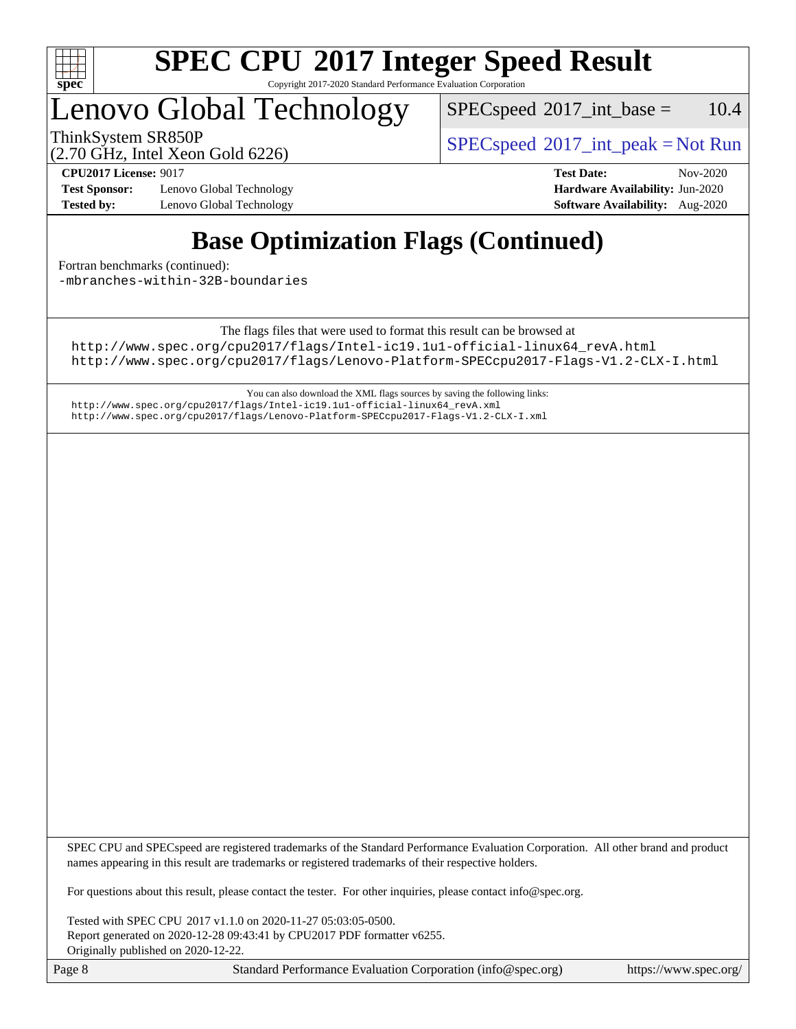## Base Optimization Flags (Continued)

Fortran benchmarks (continued):

-mbranches-within-32B-boundaries

The flags files that were used to format this result can be browsed at

http://www.spec.org/cpu2017/flags/Intel-ic19.1u1-official-linux64_revA.html
http://www.spec.org/cpu2017/flags/Lenovo-Platform-SPECcpu2017-Flags-V1.2-CLX-I.html

You can also download the XML flags sources by saving the following links:

http://www.spec.org/cpu2017/flags/Intel-ic19.1u1-official-linux64_revA.xml
http://www.spec.org/cpu2017/flags/Lenovo-Platform-SPECcpu2017-Flags-V1.2-CLX-I.xml

SPEC CPU and SPECspeed are registered trademarks of the Standard Performance Evaluation Corporation. All other brand and product names appearing in this result are trademarks or registered trademarks of their respective holders.

For questions about this result, please contact the tester. For other inquiries, please contact info@spec.org.

Tested with SPEC CPU 2017 v1.1.0 on 2020-11-27 05:03:05-0500.
Report generated on 2020-12-28 09:43:41 by CPU2017 PDF formatter v6255.
Originally published on 2020-12-22.